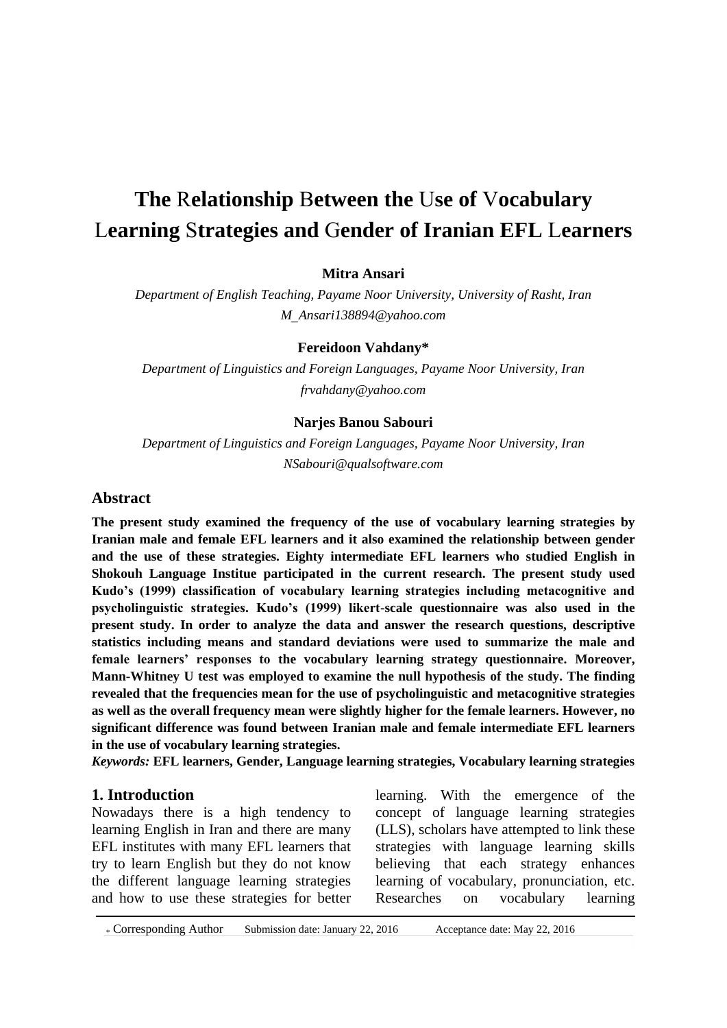# The Relationship Between the Use of Vocabulary Learning Strategies and Gender of Iranian EFL Learners

**Mitra Ansari**

*Department of English Teaching, Payame Noor University, University of Rasht, Iran*
*M_Ansari138894@yahoo.com*

**Fereidoon Vahdany***

*Department of Linguistics and Foreign Languages, Payame Noor University, Iran*
*frvahdany@yahoo.com*

**Narjes Banou Sabouri**

*Department of Linguistics and Foreign Languages, Payame Noor University, Iran*
*NSabouri@qualsoftware.com*

## Abstract

**The present study examined the frequency of the use of vocabulary learning strategies by Iranian male and female EFL learners and it also examined the relationship between gender and the use of these strategies. Eighty intermediate EFL learners who studied English in Shokouh Language Institue participated in the current research. The present study used Kudo's (1999) classification of vocabulary learning strategies including metacognitive and psycholinguistic strategies. Kudo's (1999) likert-scale questionnaire was also used in the present study. In order to analyze the data and answer the research questions, descriptive statistics including means and standard deviations were used to summarize the male and female learners' responses to the vocabulary learning strategy questionnaire. Moreover, Mann-Whitney U test was employed to examine the null hypothesis of the study. The finding revealed that the frequencies mean for the use of psycholinguistic and metacognitive strategies as well as the overall frequency mean were slightly higher for the female learners. However, no significant difference was found between Iranian male and female intermediate EFL learners in the use of vocabulary learning strategies.**

*Keywords:* **EFL learners, Gender, Language learning strategies, Vocabulary learning strategies**

## 1. Introduction

Nowadays there is a high tendency to learning English in Iran and there are many EFL institutes with many EFL learners that try to learn English but they do not know the different language learning strategies and how to use these strategies for better learning. With the emergence of the concept of language learning strategies (LLS), scholars have attempted to link these strategies with language learning skills believing that each strategy enhances learning of vocabulary, pronunciation, etc. Researches on vocabulary learning

* Corresponding Author    Submission date: January 22, 2016    Acceptance date: May 22, 2016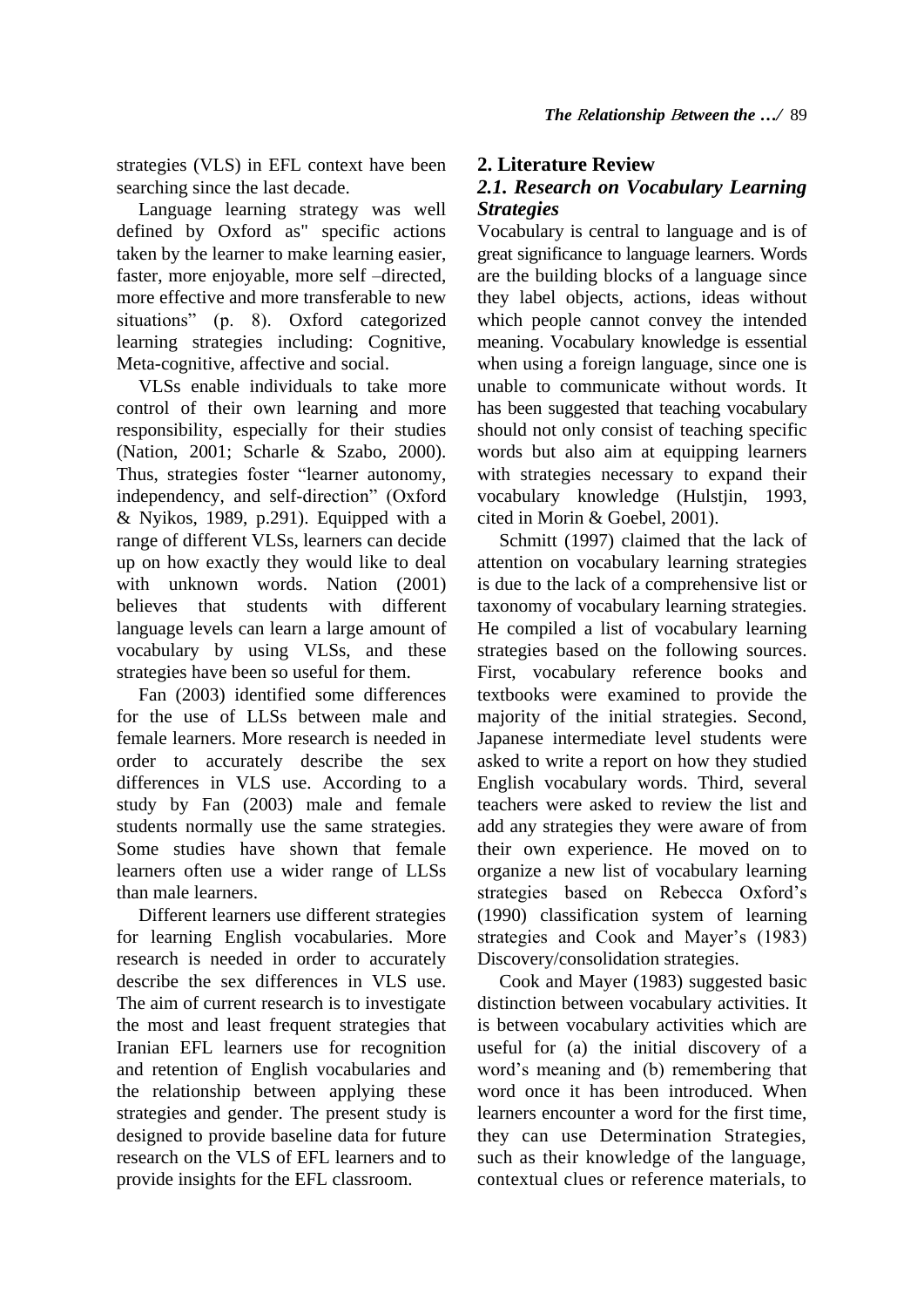strategies (VLS) in EFL context have been searching since the last decade.

Language learning strategy was well defined by Oxford as" specific actions taken by the learner to make learning easier, faster, more enjoyable, more self –directed, more effective and more transferable to new situations" (p. 8). Oxford categorized learning strategies including: Cognitive, Meta-cognitive, affective and social.

VLSs enable individuals to take more control of their own learning and more responsibility, especially for their studies (Nation, 2001; Scharle & Szabo, 2000). Thus, strategies foster "learner autonomy, independency, and self-direction" (Oxford & Nyikos, 1989, p.291). Equipped with a range of different VLSs, learners can decide up on how exactly they would like to deal with unknown words. Nation (2001) believes that students with different language levels can learn a large amount of vocabulary by using VLSs, and these strategies have been so useful for them.

Fan (2003) identified some differences for the use of LLSs between male and female learners. More research is needed in order to accurately describe the sex differences in VLS use. According to a study by Fan (2003) male and female students normally use the same strategies. Some studies have shown that female learners often use a wider range of LLSs than male learners.

Different learners use different strategies for learning English vocabularies. More research is needed in order to accurately describe the sex differences in VLS use. The aim of current research is to investigate the most and least frequent strategies that Iranian EFL learners use for recognition and retention of English vocabularies and the relationship between applying these strategies and gender. The present study is designed to provide baseline data for future research on the VLS of EFL learners and to provide insights for the EFL classroom.

## 2. Literature Review

### *2.1. Research on Vocabulary Learning Strategies*

Vocabulary is central to language and is of great significance to language learners. Words are the building blocks of a language since they label objects, actions, ideas without which people cannot convey the intended meaning. Vocabulary knowledge is essential when using a foreign language, since one is unable to communicate without words. It has been suggested that teaching vocabulary should not only consist of teaching specific words but also aim at equipping learners with strategies necessary to expand their vocabulary knowledge (Hulstjin, 1993, cited in Morin & Goebel, 2001).

Schmitt (1997) claimed that the lack of attention on vocabulary learning strategies is due to the lack of a comprehensive list or taxonomy of vocabulary learning strategies. He compiled a list of vocabulary learning strategies based on the following sources. First, vocabulary reference books and textbooks were examined to provide the majority of the initial strategies. Second, Japanese intermediate level students were asked to write a report on how they studied English vocabulary words. Third, several teachers were asked to review the list and add any strategies they were aware of from their own experience. He moved on to organize a new list of vocabulary learning strategies based on Rebecca Oxford's (1990) classification system of learning strategies and Cook and Mayer's (1983) Discovery/consolidation strategies.

Cook and Mayer (1983) suggested basic distinction between vocabulary activities. It is between vocabulary activities which are useful for (a) the initial discovery of a word's meaning and (b) remembering that word once it has been introduced. When learners encounter a word for the first time, they can use Determination Strategies, such as their knowledge of the language, contextual clues or reference materials, to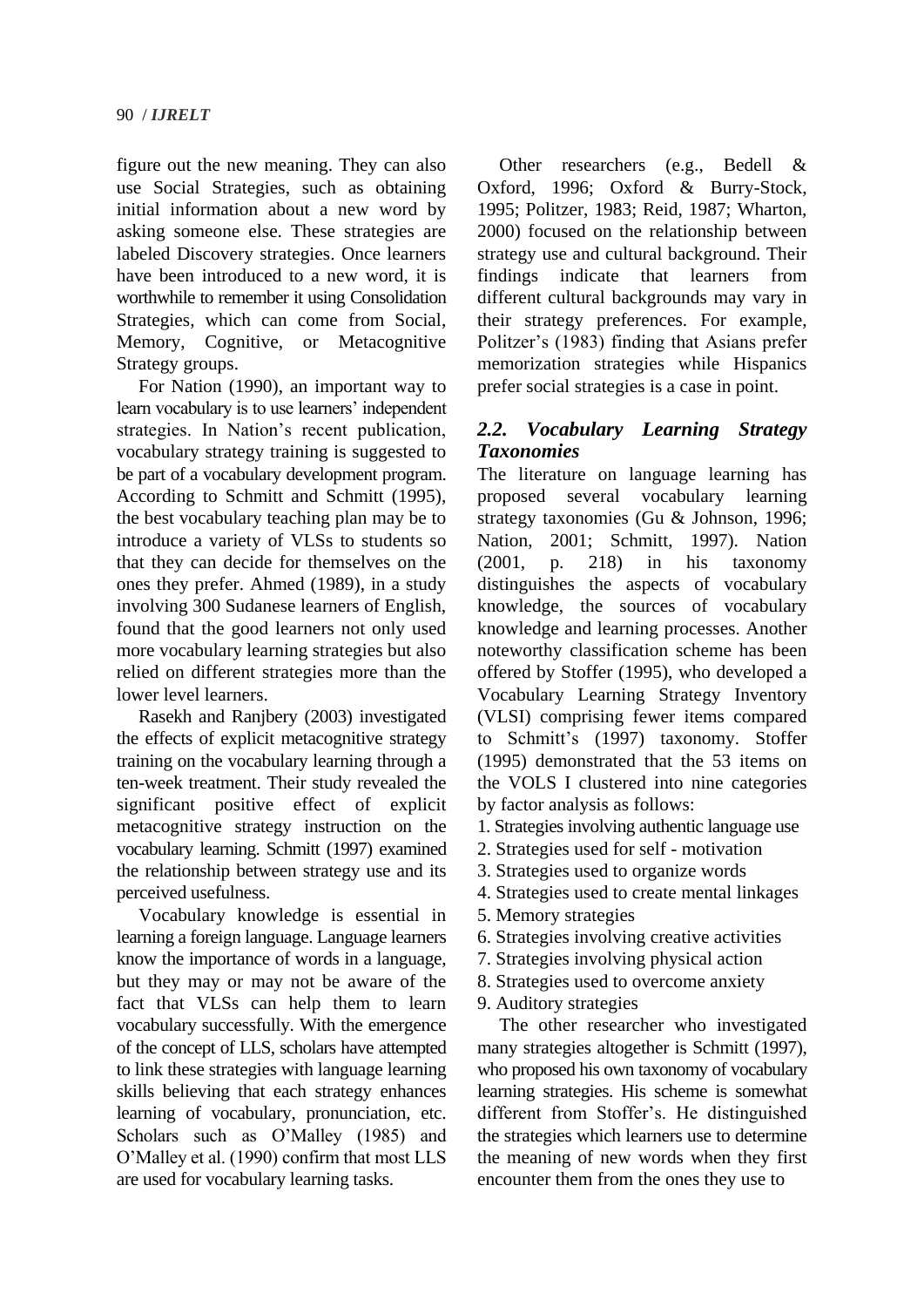figure out the new meaning. They can also use Social Strategies, such as obtaining initial information about a new word by asking someone else. These strategies are labeled Discovery strategies. Once learners have been introduced to a new word, it is worthwhile to remember it using Consolidation Strategies, which can come from Social, Memory, Cognitive, or Metacognitive Strategy groups.

For Nation (1990), an important way to learn vocabulary is to use learners' independent strategies. In Nation's recent publication, vocabulary strategy training is suggested to be part of a vocabulary development program. According to Schmitt and Schmitt (1995), the best vocabulary teaching plan may be to introduce a variety of VLSs to students so that they can decide for themselves on the ones they prefer. Ahmed (1989), in a study involving 300 Sudanese learners of English, found that the good learners not only used more vocabulary learning strategies but also relied on different strategies more than the lower level learners.

Rasekh and Ranjbery (2003) investigated the effects of explicit metacognitive strategy training on the vocabulary learning through a ten-week treatment. Their study revealed the significant positive effect of explicit metacognitive strategy instruction on the vocabulary learning. Schmitt (1997) examined the relationship between strategy use and its perceived usefulness.

Vocabulary knowledge is essential in learning a foreign language. Language learners know the importance of words in a language, but they may or may not be aware of the fact that VLSs can help them to learn vocabulary successfully. With the emergence of the concept of LLS, scholars have attempted to link these strategies with language learning skills believing that each strategy enhances learning of vocabulary, pronunciation, etc. Scholars such as O'Malley (1985) and O'Malley et al. (1990) confirm that most LLS are used for vocabulary learning tasks.

Other researchers (e.g., Bedell & Oxford, 1996; Oxford & Burry-Stock, 1995; Politzer, 1983; Reid, 1987; Wharton, 2000) focused on the relationship between strategy use and cultural background. Their findings indicate that learners from different cultural backgrounds may vary in their strategy preferences. For example, Politzer's (1983) finding that Asians prefer memorization strategies while Hispanics prefer social strategies is a case in point.

### *2.2. Vocabulary Learning Strategy Taxonomies*

The literature on language learning has proposed several vocabulary learning strategy taxonomies (Gu & Johnson, 1996; Nation, 2001; Schmitt, 1997). Nation (2001, p. 218) in his taxonomy distinguishes the aspects of vocabulary knowledge, the sources of vocabulary knowledge and learning processes. Another noteworthy classification scheme has been offered by Stoffer (1995), who developed a Vocabulary Learning Strategy Inventory (VLSI) comprising fewer items compared to Schmitt's (1997) taxonomy. Stoffer (1995) demonstrated that the 53 items on the VOLS I clustered into nine categories by factor analysis as follows:

1. Strategies involving authentic language use
2. Strategies used for self - motivation
3. Strategies used to organize words
4. Strategies used to create mental linkages
5. Memory strategies
6. Strategies involving creative activities
7. Strategies involving physical action
8. Strategies used to overcome anxiety
9. Auditory strategies

The other researcher who investigated many strategies altogether is Schmitt (1997), who proposed his own taxonomy of vocabulary learning strategies. His scheme is somewhat different from Stoffer's. He distinguished the strategies which learners use to determine the meaning of new words when they first encounter them from the ones they use to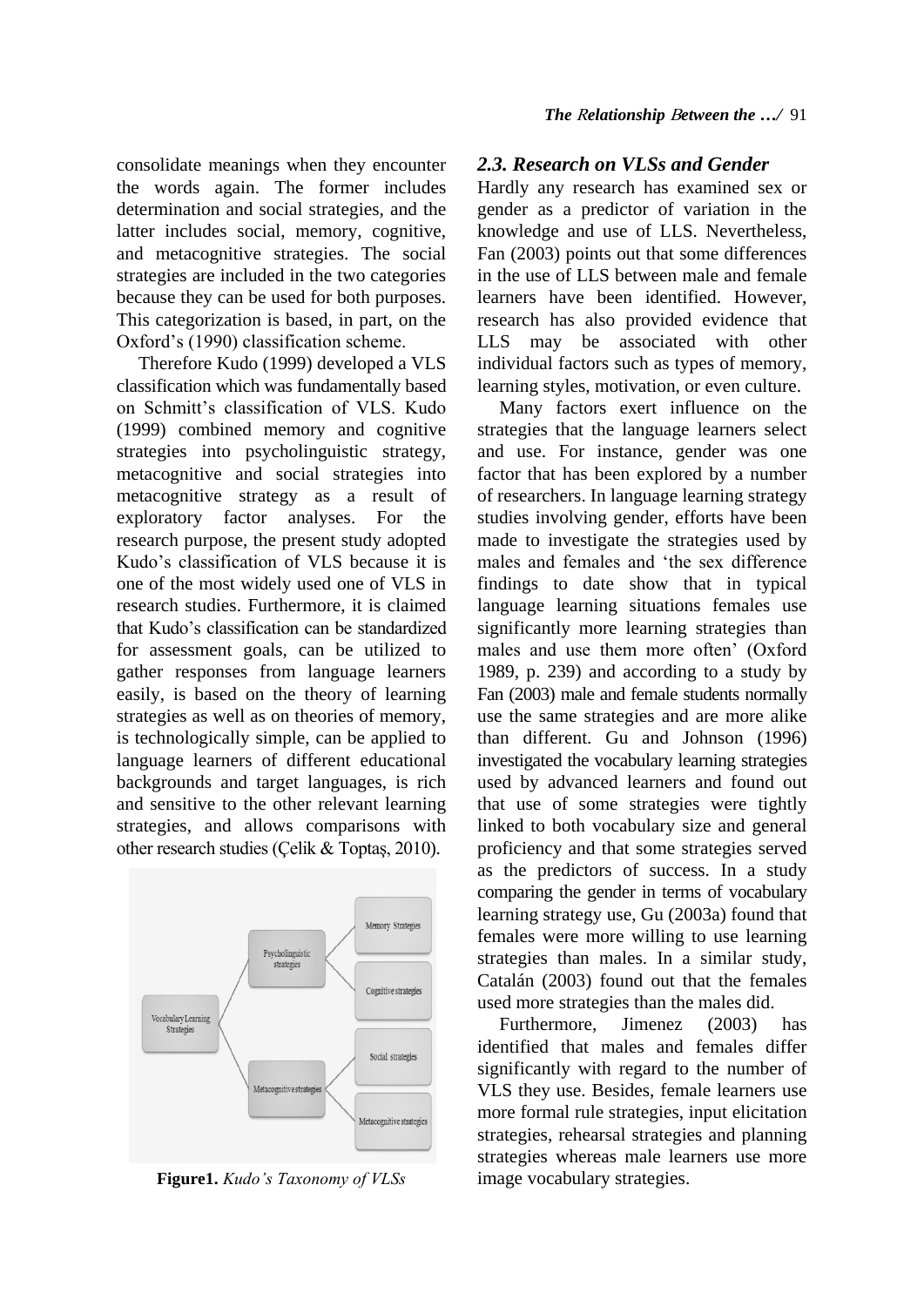consolidate meanings when they encounter the words again. The former includes determination and social strategies, and the latter includes social, memory, cognitive, and metacognitive strategies. The social strategies are included in the two categories because they can be used for both purposes. This categorization is based, in part, on the Oxford's (1990) classification scheme.

Therefore Kudo (1999) developed a VLS classification which was fundamentally based on Schmitt's classification of VLS. Kudo (1999) combined memory and cognitive strategies into psycholinguistic strategy, metacognitive and social strategies into metacognitive strategy as a result of exploratory factor analyses. For the research purpose, the present study adopted Kudo's classification of VLS because it is one of the most widely used one of VLS in research studies. Furthermore, it is claimed that Kudo's classification can be standardized for assessment goals, can be utilized to gather responses from language learners easily, is based on the theory of learning strategies as well as on theories of memory, is technologically simple, can be applied to language learners of different educational backgrounds and target languages, is rich and sensitive to the other relevant learning strategies, and allows comparisons with other research studies (Çelik & Toptaş, 2010).

**Figure1.** *Kudo's Taxonomy of VLSs*

## 2.3. Research on VLSs and Gender

Hardly any research has examined sex or gender as a predictor of variation in the knowledge and use of LLS. Nevertheless, Fan (2003) points out that some differences in the use of LLS between male and female learners have been identified. However, research has also provided evidence that LLS may be associated with other individual factors such as types of memory, learning styles, motivation, or even culture.

Many factors exert influence on the strategies that the language learners select and use. For instance, gender was one factor that has been explored by a number of researchers. In language learning strategy studies involving gender, efforts have been made to investigate the strategies used by males and females and 'the sex difference findings to date show that in typical language learning situations females use significantly more learning strategies than males and use them more often' (Oxford 1989, p. 239) and according to a study by Fan (2003) male and female students normally use the same strategies and are more alike than different. Gu and Johnson (1996) investigated the vocabulary learning strategies used by advanced learners and found out that use of some strategies were tightly linked to both vocabulary size and general proficiency and that some strategies served as the predictors of success. In a study comparing the gender in terms of vocabulary learning strategy use, Gu (2003a) found that females were more willing to use learning strategies than males. In a similar study, Catalán (2003) found out that the females used more strategies than the males did.

Furthermore, Jimenez (2003) has identified that males and females differ significantly with regard to the number of VLS they use. Besides, female learners use more formal rule strategies, input elicitation strategies, rehearsal strategies and planning strategies whereas male learners use more image vocabulary strategies.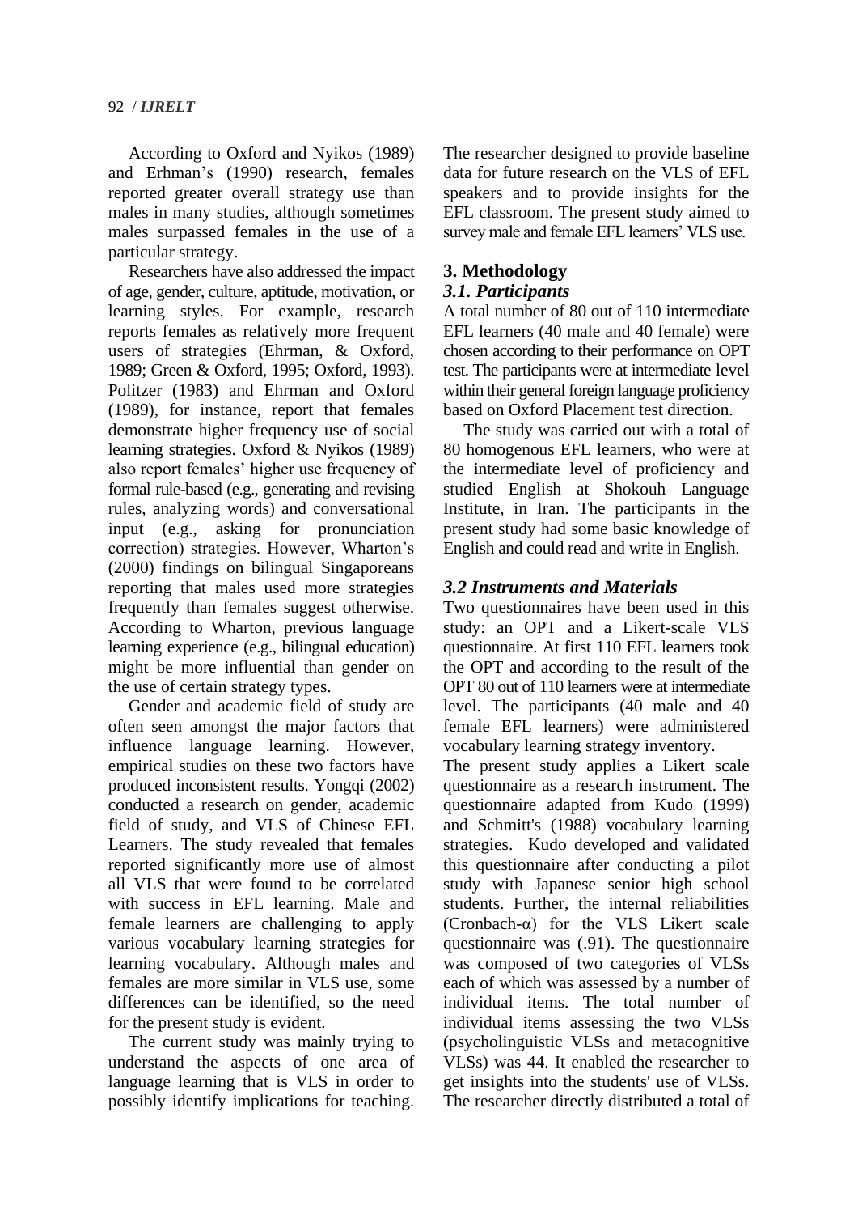According to Oxford and Nyikos (1989) and Erhman's (1990) research, females reported greater overall strategy use than males in many studies, although sometimes males surpassed females in the use of a particular strategy.

Researchers have also addressed the impact of age, gender, culture, aptitude, motivation, or learning styles. For example, research reports females as relatively more frequent users of strategies (Ehrman, & Oxford, 1989; Green & Oxford, 1995; Oxford, 1993). Politzer (1983) and Ehrman and Oxford (1989), for instance, report that females demonstrate higher frequency use of social learning strategies. Oxford & Nyikos (1989) also report females' higher use frequency of formal rule-based (e.g., generating and revising rules, analyzing words) and conversational input (e.g., asking for pronunciation correction) strategies. However, Wharton's (2000) findings on bilingual Singaporeans reporting that males used more strategies frequently than females suggest otherwise. According to Wharton, previous language learning experience (e.g., bilingual education) might be more influential than gender on the use of certain strategy types.

Gender and academic field of study are often seen amongst the major factors that influence language learning. However, empirical studies on these two factors have produced inconsistent results. Yongqi (2002) conducted a research on gender, academic field of study, and VLS of Chinese EFL Learners. The study revealed that females reported significantly more use of almost all VLS that were found to be correlated with success in EFL learning. Male and female learners are challenging to apply various vocabulary learning strategies for learning vocabulary. Although males and females are more similar in VLS use, some differences can be identified, so the need for the present study is evident.

The current study was mainly trying to understand the aspects of one area of language learning that is VLS in order to possibly identify implications for teaching. The researcher designed to provide baseline data for future research on the VLS of EFL speakers and to provide insights for the EFL classroom. The present study aimed to survey male and female EFL learners' VLS use.

## 3. Methodology

### *3.1. Participants*

A total number of 80 out of 110 intermediate EFL learners (40 male and 40 female) were chosen according to their performance on OPT test. The participants were at intermediate level within their general foreign language proficiency based on Oxford Placement test direction.

The study was carried out with a total of 80 homogenous EFL learners, who were at the intermediate level of proficiency and studied English at Shokouh Language Institute, in Iran. The participants in the present study had some basic knowledge of English and could read and write in English.

### *3.2 Instruments and Materials*

Two questionnaires have been used in this study: an OPT and a Likert-scale VLS questionnaire. At first 110 EFL learners took the OPT and according to the result of the OPT 80 out of 110 learners were at intermediate level. The participants (40 male and 40 female EFL learners) were administered vocabulary learning strategy inventory.

The present study applies a Likert scale questionnaire as a research instrument. The questionnaire adapted from Kudo (1999) and Schmitt's (1988) vocabulary learning strategies. Kudo developed and validated this questionnaire after conducting a pilot study with Japanese senior high school students. Further, the internal reliabilities (Cronbach-α) for the VLS Likert scale questionnaire was (.91). The questionnaire was composed of two categories of VLSs each of which was assessed by a number of individual items. The total number of individual items assessing the two VLSs (psycholinguistic VLSs and metacognitive VLSs) was 44. It enabled the researcher to get insights into the students' use of VLSs. The researcher directly distributed a total of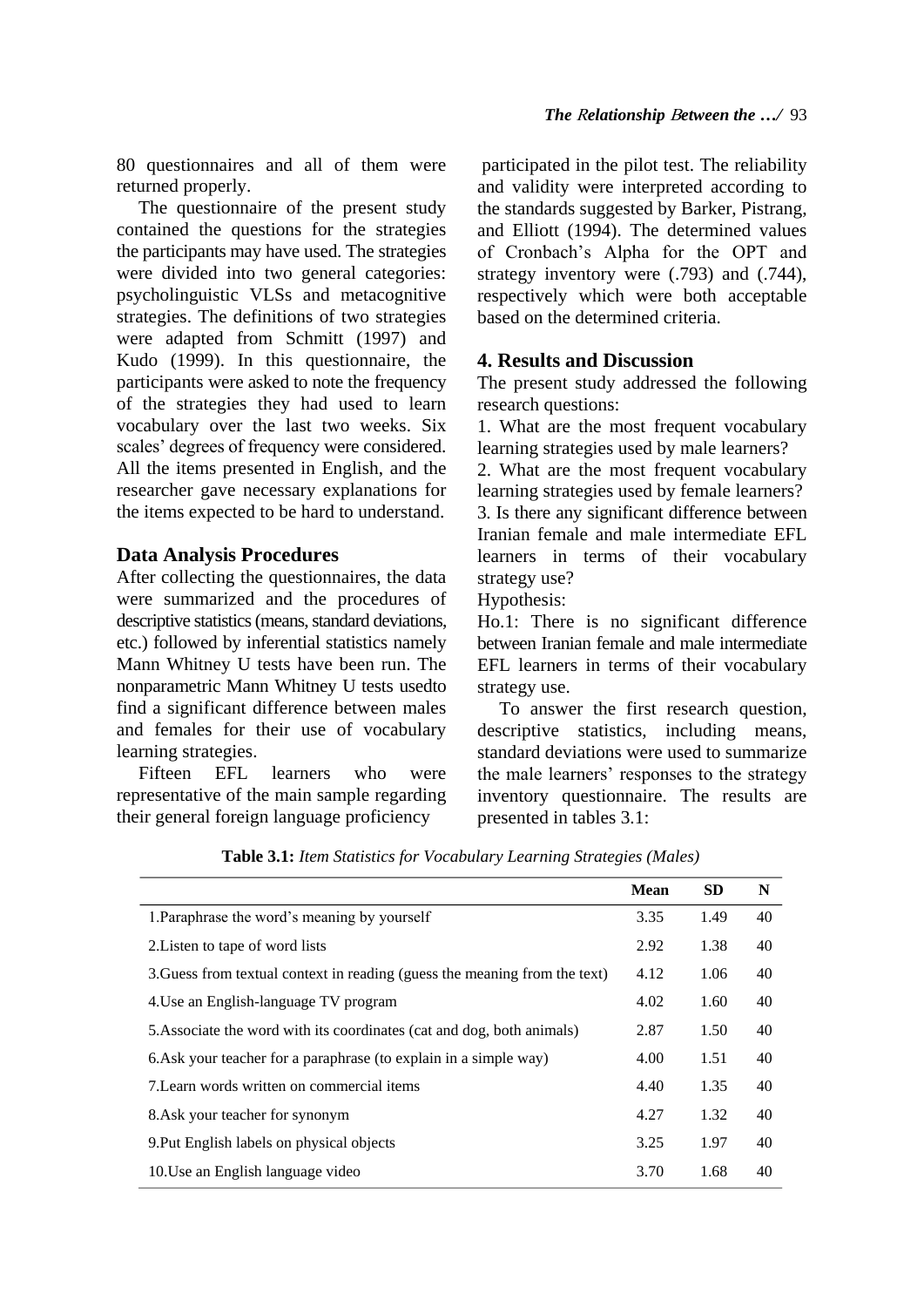80 questionnaires and all of them were returned properly.

The questionnaire of the present study contained the questions for the strategies the participants may have used. The strategies were divided into two general categories: psycholinguistic VLSs and metacognitive strategies. The definitions of two strategies were adapted from Schmitt (1997) and Kudo (1999). In this questionnaire, the participants were asked to note the frequency of the strategies they had used to learn vocabulary over the last two weeks. Six scales' degrees of frequency were considered. All the items presented in English, and the researcher gave necessary explanations for the items expected to be hard to understand.

### Data Analysis Procedures

After collecting the questionnaires, the data were summarized and the procedures of descriptive statistics (means, standard deviations, etc.) followed by inferential statistics namely Mann Whitney U tests have been run. The nonparametric Mann Whitney U tests usedto find a significant difference between males and females for their use of vocabulary learning strategies.

Fifteen EFL learners who were representative of the main sample regarding their general foreign language proficiency participated in the pilot test. The reliability and validity were interpreted according to the standards suggested by Barker, Pistrang, and Elliott (1994). The determined values of Cronbach's Alpha for the OPT and strategy inventory were (.793) and (.744), respectively which were both acceptable based on the determined criteria.

## 4. Results and Discussion

The present study addressed the following research questions:

1. What are the most frequent vocabulary learning strategies used by male learners?
2. What are the most frequent vocabulary learning strategies used by female learners?
3. Is there any significant difference between Iranian female and male intermediate EFL learners in terms of their vocabulary strategy use?

Hypothesis:

Ho.1: There is no significant difference between Iranian female and male intermediate EFL learners in terms of their vocabulary strategy use.

To answer the first research question, descriptive statistics, including means, standard deviations were used to summarize the male learners' responses to the strategy inventory questionnaire. The results are presented in tables 3.1:

**Table 3.1:** *Item Statistics for Vocabulary Learning Strategies (Males)*

| | Mean | SD | N |
|---|---|---|---|
| 1.Paraphrase the word's meaning by yourself | 3.35 | 1.49 | 40 |
| 2.Listen to tape of word lists | 2.92 | 1.38 | 40 |
| 3.Guess from textual context in reading (guess the meaning from the text) | 4.12 | 1.06 | 40 |
| 4.Use an English-language TV program | 4.02 | 1.60 | 40 |
| 5.Associate the word with its coordinates (cat and dog, both animals) | 2.87 | 1.50 | 40 |
| 6.Ask your teacher for a paraphrase (to explain in a simple way) | 4.00 | 1.51 | 40 |
| 7.Learn words written on commercial items | 4.40 | 1.35 | 40 |
| 8.Ask your teacher for synonym | 4.27 | 1.32 | 40 |
| 9.Put English labels on physical objects | 3.25 | 1.97 | 40 |
| 10.Use an English language video | 3.70 | 1.68 | 40 |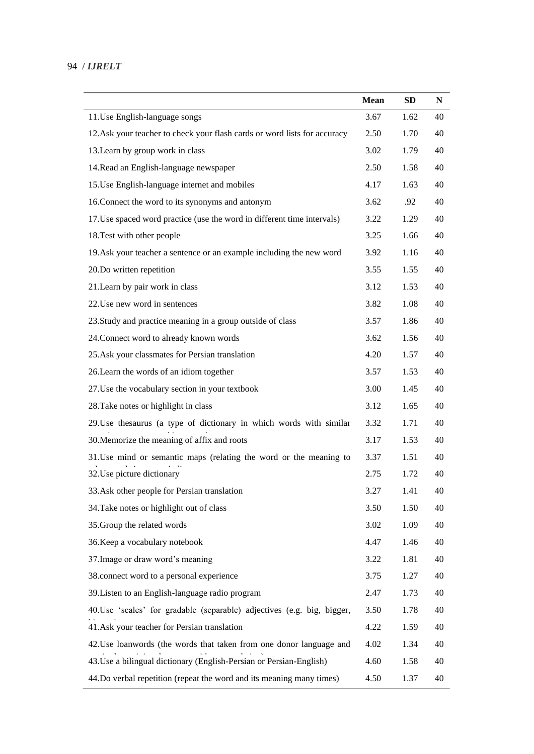| | Mean | SD | N |
|---|---|---|---|
| 11.Use English-language songs | 3.67 | 1.62 | 40 |
| 12.Ask your teacher to check your flash cards or word lists for accuracy | 2.50 | 1.70 | 40 |
| 13.Learn by group work in class | 3.02 | 1.79 | 40 |
| 14.Read an English-language newspaper | 2.50 | 1.58 | 40 |
| 15.Use English-language internet and mobiles | 4.17 | 1.63 | 40 |
| 16.Connect the word to its synonyms and antonym | 3.62 | .92 | 40 |
| 17.Use spaced word practice (use the word in different time intervals) | 3.22 | 1.29 | 40 |
| 18.Test with other people | 3.25 | 1.66 | 40 |
| 19.Ask your teacher a sentence or an example including the new word | 3.92 | 1.16 | 40 |
| 20.Do written repetition | 3.55 | 1.55 | 40 |
| 21.Learn by pair work in class | 3.12 | 1.53 | 40 |
| 22.Use new word in sentences | 3.82 | 1.08 | 40 |
| 23.Study and practice meaning in a group outside of class | 3.57 | 1.86 | 40 |
| 24.Connect word to already known words | 3.62 | 1.56 | 40 |
| 25.Ask your classmates for Persian translation | 4.20 | 1.57 | 40 |
| 26.Learn the words of an idiom together | 3.57 | 1.53 | 40 |
| 27.Use the vocabulary section in your textbook | 3.00 | 1.45 | 40 |
| 28.Take notes or highlight in class | 3.12 | 1.65 | 40 |
| 29.Use thesaurus (a type of dictionary in which words with similar | 3.32 | 1.71 | 40 |
| 30.Memorize the meaning of affix and roots | 3.17 | 1.53 | 40 |
| 31.Use mind or semantic maps (relating the word or the meaning to | 3.37 | 1.51 | 40 |
| 32.Use picture dictionary | 2.75 | 1.72 | 40 |
| 33.Ask other people for Persian translation | 3.27 | 1.41 | 40 |
| 34.Take notes or highlight out of class | 3.50 | 1.50 | 40 |
| 35.Group the related words | 3.02 | 1.09 | 40 |
| 36.Keep a vocabulary notebook | 4.47 | 1.46 | 40 |
| 37.Image or draw word's meaning | 3.22 | 1.81 | 40 |
| 38.connect word to a personal experience | 3.75 | 1.27 | 40 |
| 39.Listen to an English-language radio program | 2.47 | 1.73 | 40 |
| 40.Use 'scales' for gradable (separable) adjectives (e.g. big, bigger, | 3.50 | 1.78 | 40 |
| 41.Ask your teacher for Persian translation | 4.22 | 1.59 | 40 |
| 42.Use loanwords (the words that taken from one donor language and | 4.02 | 1.34 | 40 |
| 43.Use a bilingual dictionary (English-Persian or Persian-English) | 4.60 | 1.58 | 40 |
| 44.Do verbal repetition (repeat the word and its meaning many times) | 4.50 | 1.37 | 40 |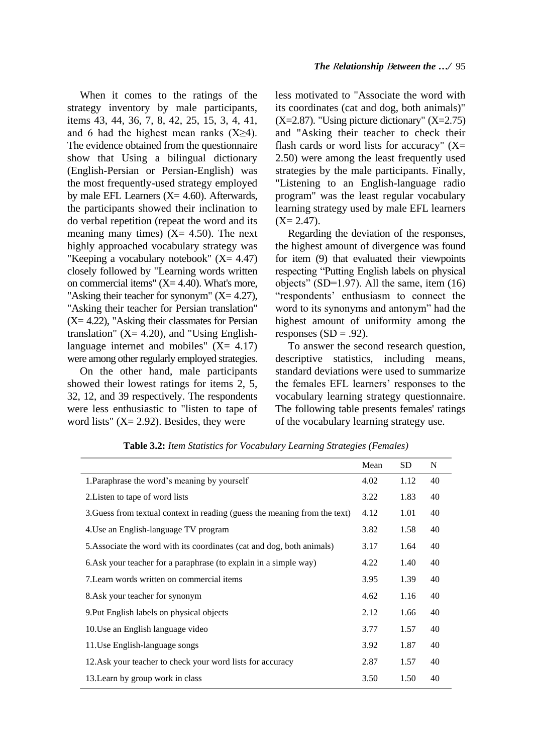When it comes to the ratings of the strategy inventory by male participants, items 43, 44, 36, 7, 8, 42, 25, 15, 3, 4, 41, and 6 had the highest mean ranks (X≥4). The evidence obtained from the questionnaire show that Using a bilingual dictionary (English-Persian or Persian-English) was the most frequently-used strategy employed by male EFL Learners (X= 4.60). Afterwards, the participants showed their inclination to do verbal repetition (repeat the word and its meaning many times) (X= 4.50). The next highly approached vocabulary strategy was "Keeping a vocabulary notebook" (X= 4.47) closely followed by "Learning words written on commercial items" (X= 4.40). What's more, "Asking their teacher for synonym" (X= 4.27), "Asking their teacher for Persian translation" (X= 4.22), "Asking their classmates for Persian translation" (X= 4.20), and "Using English-language internet and mobiles" (X= 4.17) were among other regularly employed strategies.

On the other hand, male participants showed their lowest ratings for items 2, 5, 32, 12, and 39 respectively. The respondents were less enthusiastic to "listen to tape of word lists" (X= 2.92). Besides, they were less motivated to "Associate the word with its coordinates (cat and dog, both animals)" (X=2.87). "Using picture dictionary" (X=2.75) and "Asking their teacher to check their flash cards or word lists for accuracy" (X= 2.50) were among the least frequently used strategies by the male participants. Finally, "Listening to an English-language radio program" was the least regular vocabulary learning strategy used by male EFL learners (X= 2.47).

Regarding the deviation of the responses, the highest amount of divergence was found for item (9) that evaluated their viewpoints respecting "Putting English labels on physical objects" (SD=1.97). All the same, item (16) "respondents' enthusiasm to connect the word to its synonyms and antonym" had the highest amount of uniformity among the responses (SD = .92).

To answer the second research question, descriptive statistics, including means, standard deviations were used to summarize the females EFL learners' responses to the vocabulary learning strategy questionnaire. The following table presents females' ratings of the vocabulary learning strategy use.

**Table 3.2:** *Item Statistics for Vocabulary Learning Strategies (Females)*

| | Mean | SD | N |
|---|---|---|---|
| 1.Paraphrase the word's meaning by yourself | 4.02 | 1.12 | 40 |
| 2.Listen to tape of word lists | 3.22 | 1.83 | 40 |
| 3.Guess from textual context in reading (guess the meaning from the text) | 4.12 | 1.01 | 40 |
| 4.Use an English-language TV program | 3.82 | 1.58 | 40 |
| 5.Associate the word with its coordinates (cat and dog, both animals) | 3.17 | 1.64 | 40 |
| 6.Ask your teacher for a paraphrase (to explain in a simple way) | 4.22 | 1.40 | 40 |
| 7.Learn words written on commercial items | 3.95 | 1.39 | 40 |
| 8.Ask your teacher for synonym | 4.62 | 1.16 | 40 |
| 9.Put English labels on physical objects | 2.12 | 1.66 | 40 |
| 10.Use an English language video | 3.77 | 1.57 | 40 |
| 11.Use English-language songs | 3.92 | 1.87 | 40 |
| 12.Ask your teacher to check your word lists for accuracy | 2.87 | 1.57 | 40 |
| 13.Learn by group work in class | 3.50 | 1.50 | 40 |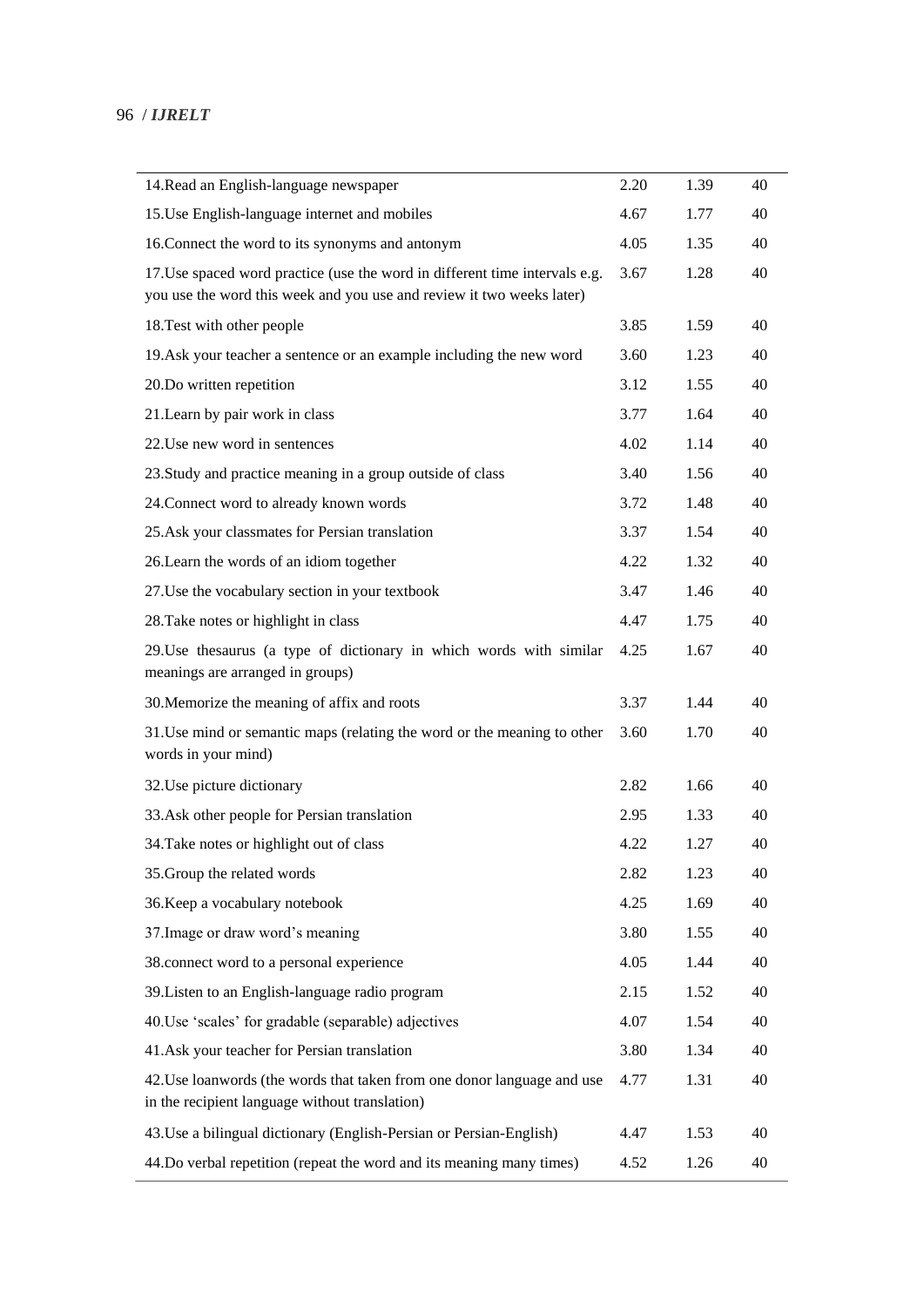| | | | |
|---|---|---|---|
| 14.Read an English-language newspaper | 2.20 | 1.39 | 40 |
| 15.Use English-language internet and mobiles | 4.67 | 1.77 | 40 |
| 16.Connect the word to its synonyms and antonym | 4.05 | 1.35 | 40 |
| 17.Use spaced word practice (use the word in different time intervals e.g. you use the word this week and you use and review it two weeks later) | 3.67 | 1.28 | 40 |
| 18.Test with other people | 3.85 | 1.59 | 40 |
| 19.Ask your teacher a sentence or an example including the new word | 3.60 | 1.23 | 40 |
| 20.Do written repetition | 3.12 | 1.55 | 40 |
| 21.Learn by pair work in class | 3.77 | 1.64 | 40 |
| 22.Use new word in sentences | 4.02 | 1.14 | 40 |
| 23.Study and practice meaning in a group outside of class | 3.40 | 1.56 | 40 |
| 24.Connect word to already known words | 3.72 | 1.48 | 40 |
| 25.Ask your classmates for Persian translation | 3.37 | 1.54 | 40 |
| 26.Learn the words of an idiom together | 4.22 | 1.32 | 40 |
| 27.Use the vocabulary section in your textbook | 3.47 | 1.46 | 40 |
| 28.Take notes or highlight in class | 4.47 | 1.75 | 40 |
| 29.Use thesaurus (a type of dictionary in which words with similar meanings are arranged in groups) | 4.25 | 1.67 | 40 |
| 30.Memorize the meaning of affix and roots | 3.37 | 1.44 | 40 |
| 31.Use mind or semantic maps (relating the word or the meaning to other words in your mind) | 3.60 | 1.70 | 40 |
| 32.Use picture dictionary | 2.82 | 1.66 | 40 |
| 33.Ask other people for Persian translation | 2.95 | 1.33 | 40 |
| 34.Take notes or highlight out of class | 4.22 | 1.27 | 40 |
| 35.Group the related words | 2.82 | 1.23 | 40 |
| 36.Keep a vocabulary notebook | 4.25 | 1.69 | 40 |
| 37.Image or draw word's meaning | 3.80 | 1.55 | 40 |
| 38.connect word to a personal experience | 4.05 | 1.44 | 40 |
| 39.Listen to an English-language radio program | 2.15 | 1.52 | 40 |
| 40.Use 'scales' for gradable (separable) adjectives | 4.07 | 1.54 | 40 |
| 41.Ask your teacher for Persian translation | 3.80 | 1.34 | 40 |
| 42.Use loanwords (the words that taken from one donor language and use in the recipient language without translation) | 4.77 | 1.31 | 40 |
| 43.Use a bilingual dictionary (English-Persian or Persian-English) | 4.47 | 1.53 | 40 |
| 44.Do verbal repetition (repeat the word and its meaning many times) | 4.52 | 1.26 | 40 |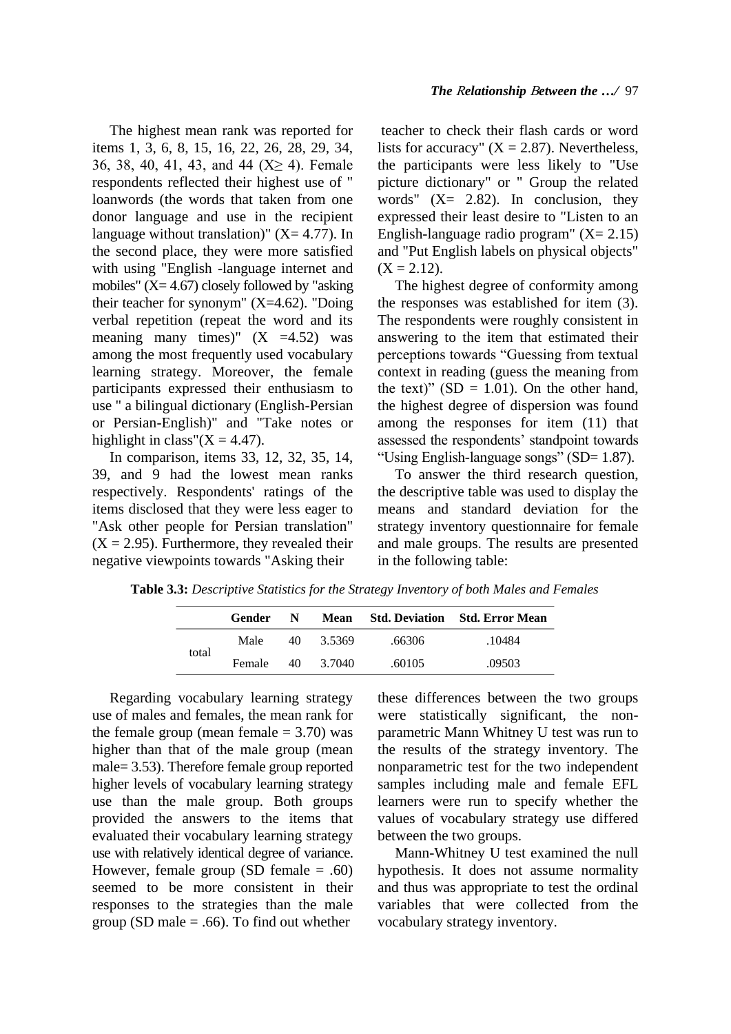The highest mean rank was reported for items 1, 3, 6, 8, 15, 16, 22, 26, 28, 29, 34, 36, 38, 40, 41, 43, and 44 ($X \geq 4$). Female respondents reflected their highest use of " loanwords (the words that taken from one donor language and use in the recipient language without translation)" (X= 4.77). In the second place, they were more satisfied with using "English -language internet and mobiles" (X= 4.67) closely followed by "asking their teacher for synonym" (X=4.62). "Doing verbal repetition (repeat the word and its meaning many times)" (X =4.52) was among the most frequently used vocabulary learning strategy. Moreover, the female participants expressed their enthusiasm to use " a bilingual dictionary (English-Persian or Persian-English)" and "Take notes or highlight in class"(X = 4.47).

In comparison, items 33, 12, 32, 35, 14, 39, and 9 had the lowest mean ranks respectively. Respondents' ratings of the items disclosed that they were less eager to "Ask other people for Persian translation" (X = 2.95). Furthermore, they revealed their negative viewpoints towards "Asking their teacher to check their flash cards or word lists for accuracy" (X = 2.87). Nevertheless, the participants were less likely to "Use picture dictionary" or " Group the related words" (X= 2.82). In conclusion, they expressed their least desire to "Listen to an English-language radio program" (X= 2.15) and "Put English labels on physical objects" (X = 2.12).

The highest degree of conformity among the responses was established for item (3). The respondents were roughly consistent in answering to the item that estimated their perceptions towards "Guessing from textual context in reading (guess the meaning from the text)" (SD = 1.01). On the other hand, the highest degree of dispersion was found among the responses for item (11) that assessed the respondents' standpoint towards "Using English-language songs" (SD= 1.87).

To answer the third research question, the descriptive table was used to display the means and standard deviation for the strategy inventory questionnaire for female and male groups. The results are presented in the following table:

**Table 3.3:** *Descriptive Statistics for the Strategy Inventory of both Males and Females*

| | Gender | N | Mean | Std. Deviation | Std. Error Mean |
|---|---|---|---|---|---|
| total | Male | 40 | 3.5369 | .66306 | .10484 |
| | Female | 40 | 3.7040 | .60105 | .09503 |

Regarding vocabulary learning strategy use of males and females, the mean rank for the female group (mean female = 3.70) was higher than that of the male group (mean male= 3.53). Therefore female group reported higher levels of vocabulary learning strategy use than the male group. Both groups provided the answers to the items that evaluated their vocabulary learning strategy use with relatively identical degree of variance. However, female group (SD female = .60) seemed to be more consistent in their responses to the strategies than the male group (SD male = .66). To find out whether these differences between the two groups were statistically significant, the non-parametric Mann Whitney U test was run to the results of the strategy inventory. The nonparametric test for the two independent samples including male and female EFL learners were run to specify whether the values of vocabulary strategy use differed between the two groups.

Mann-Whitney U test examined the null hypothesis. It does not assume normality and thus was appropriate to test the ordinal variables that were collected from the vocabulary strategy inventory.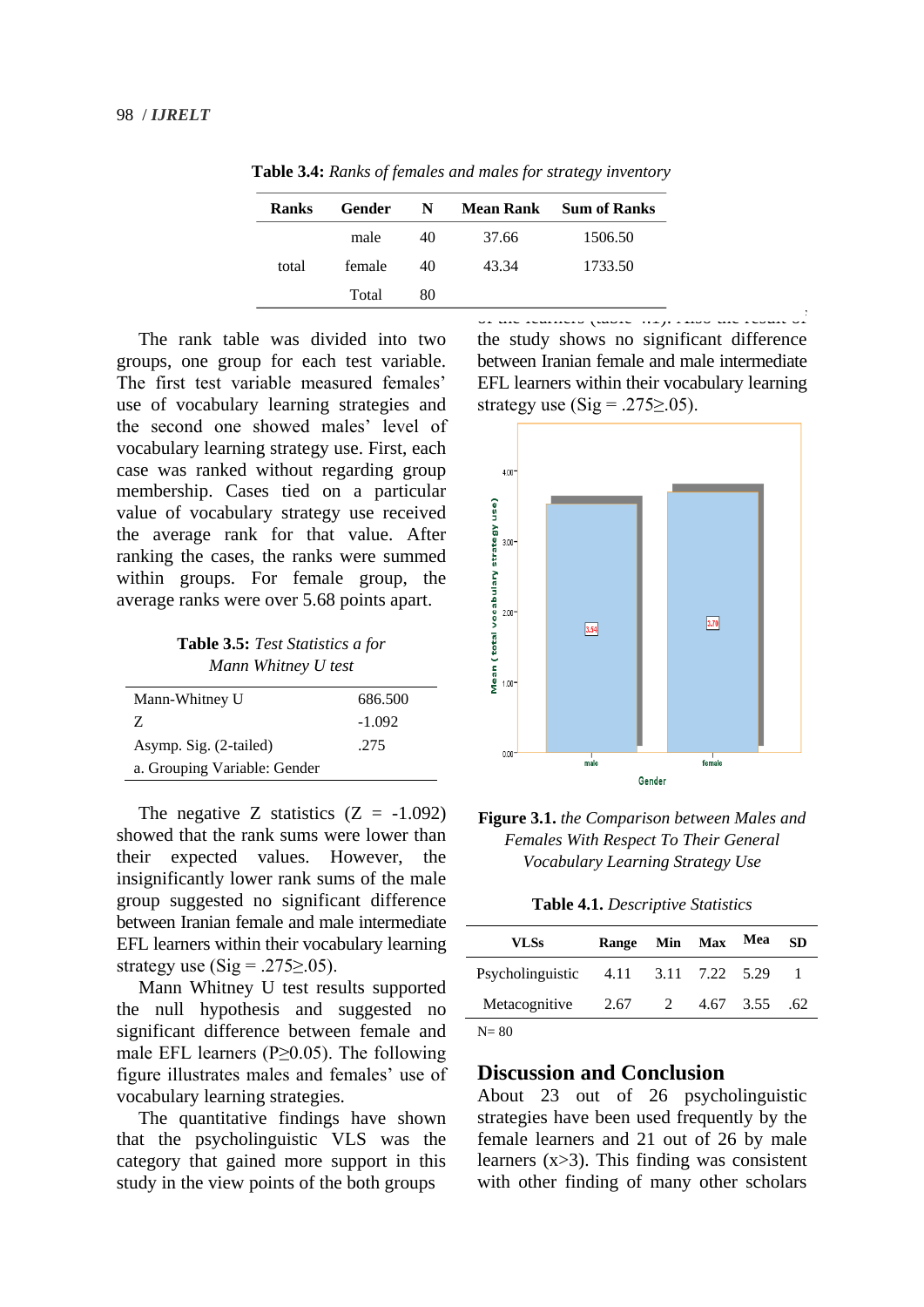**Table 3.4:** *Ranks of females and males for strategy inventory*

| Ranks | Gender | N | Mean Rank | Sum of Ranks |
|---|---|---|---|---|
| | male | 40 | 37.66 | 1506.50 |
| total | female | 40 | 43.34 | 1733.50 |
| | Total | 80 | | |

The rank table was divided into two groups, one group for each test variable. The first test variable measured females' use of vocabulary learning strategies and the second one showed males' level of vocabulary learning strategy use. First, each case was ranked without regarding group membership. Cases tied on a particular value of vocabulary strategy use received the average rank for that value. After ranking the cases, the ranks were summed within groups. For female group, the average ranks were over 5.68 points apart.

**Table 3.5:** *Test Statistics a for Mann Whitney U test*

| | |
|---|---|
| Mann-Whitney U | 686.500 |
| Z | -1.092 |
| Asymp. Sig. (2-tailed) | .275 |
| a. Grouping Variable: Gender | |

The negative Z statistics (Z = -1.092) showed that the rank sums were lower than their expected values. However, the insignificantly lower rank sums of the male group suggested no significant difference between Iranian female and male intermediate EFL learners within their vocabulary learning strategy use (Sig = .275≥.05).

Mann Whitney U test results supported the null hypothesis and suggested no significant difference between female and male EFL learners (P≥0.05). The following figure illustrates males and females' use of vocabulary learning strategies.

The quantitative findings have shown that the psycholinguistic VLS was the category that gained more support in this study in the view points of the both groups of the learners (table 4.1). Also the result of the study shows no significant difference between Iranian female and male intermediate EFL learners within their vocabulary learning strategy use (Sig = .275≥.05).

**Figure 3.1.** *the Comparison between Males and Females With Respect To Their General Vocabulary Learning Strategy Use*

**Table 4.1.** *Descriptive Statistics*

| VLSs | Range | Min | Max | Mea | SD |
|---|---|---|---|---|---|
| Psycholinguistic | 4.11 | 3.11 | 7.22 | 5.29 | 1 |
| Metacognitive | 2.67 | 2 | 4.67 | 3.55 | .62 |

N= 80

## Discussion and Conclusion

About 23 out of 26 psycholinguistic strategies have been used frequently by the female learners and 21 out of 26 by male learners (x>3). This finding was consistent with other finding of many other scholars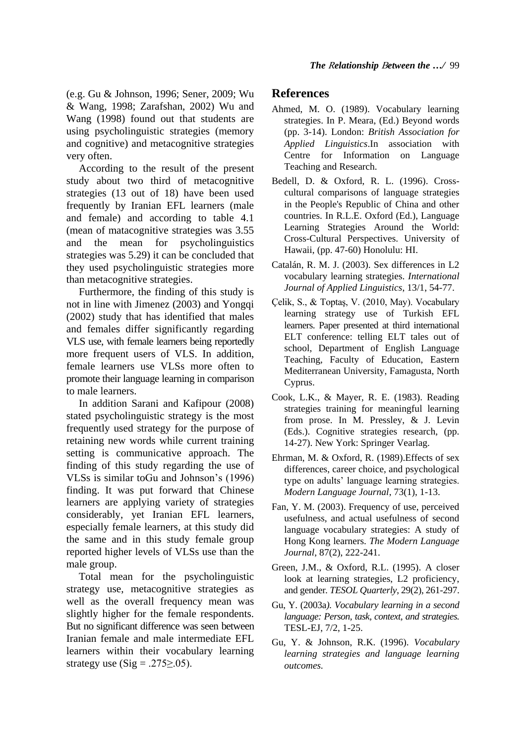(e.g. Gu & Johnson, 1996; Sener, 2009; Wu & Wang, 1998; Zarafshan, 2002) Wu and Wang (1998) found out that students are using psycholinguistic strategies (memory and cognitive) and metacognitive strategies very often.

According to the result of the present study about two third of metacognitive strategies (13 out of 18) have been used frequently by Iranian EFL learners (male and female) and according to table 4.1 (mean of matacognitive strategies was 3.55 and the mean for psycholinguistics strategies was 5.29) it can be concluded that they used psycholinguistic strategies more than metacognitive strategies.

Furthermore, the finding of this study is not in line with Jimenez (2003) and Yongqi (2002) study that has identified that males and females differ significantly regarding VLS use, with female learners being reportedly more frequent users of VLS. In addition, female learners use VLSs more often to promote their language learning in comparison to male learners.

In addition Sarani and Kafipour (2008) stated psycholinguistic strategy is the most frequently used strategy for the purpose of retaining new words while current training setting is communicative approach. The finding of this study regarding the use of VLSs is similar toGu and Johnson's (1996) finding. It was put forward that Chinese learners are applying variety of strategies considerably, yet Iranian EFL learners, especially female learners, at this study did the same and in this study female group reported higher levels of VLSs use than the male group.

Total mean for the psycholinguistic strategy use, metacognitive strategies as well as the overall frequency mean was slightly higher for the female respondents. But no significant difference was seen between Iranian female and male intermediate EFL learners within their vocabulary learning strategy use (Sig = .275≥.05).

## References

Ahmed, M. O. (1989). Vocabulary learning strategies. In P. Meara, (Ed.) Beyond words (pp. 3-14). London: *British Association for Applied Linguistics*.In association with Centre for Information on Language Teaching and Research.

Bedell, D. & Oxford, R. L. (1996). Cross-cultural comparisons of language strategies in the People's Republic of China and other countries. In R.L.E. Oxford (Ed.), Language Learning Strategies Around the World: Cross-Cultural Perspectives. University of Hawaii, (pp. 47-60) Honolulu: HI.

Catalán, R. M. J. (2003). Sex differences in L2 vocabulary learning strategies. *International Journal of Applied Linguistics*, 13/1, 54-77.

Çelik, S., & Toptaş, V. (2010, May). Vocabulary learning strategy use of Turkish EFL learners. Paper presented at third international ELT conference: telling ELT tales out of school, Department of English Language Teaching, Faculty of Education, Eastern Mediterranean University, Famagusta, North Cyprus.

Cook, L.K., & Mayer, R. E. (1983). Reading strategies training for meaningful learning from prose. In M. Pressley, & J. Levin (Eds.). Cognitive strategies research, (pp. 14-27). New York: Springer Vearlag.

Ehrman, M. & Oxford, R. (1989).Effects of sex differences, career choice, and psychological type on adults' language learning strategies. *Modern Language Journal*, 73(1), 1-13.

Fan, Y. M. (2003). Frequency of use, perceived usefulness, and actual usefulness of second language vocabulary strategies: A study of Hong Kong learners. *The Modern Language Journal*, 87(2), 222-241.

Green, J.M., & Oxford, R.L. (1995). A closer look at learning strategies, L2 proficiency, and gender. *TESOL Quarterly*, 29(2), 261-297.

Gu, Y. (2003a*). Vocabulary learning in a second language: Person, task, context, and strategies.* TESL-EJ, 7/2, 1-25.

Gu, Y. & Johnson, R.K. (1996). *Vocabulary learning strategies and language learning outcomes.*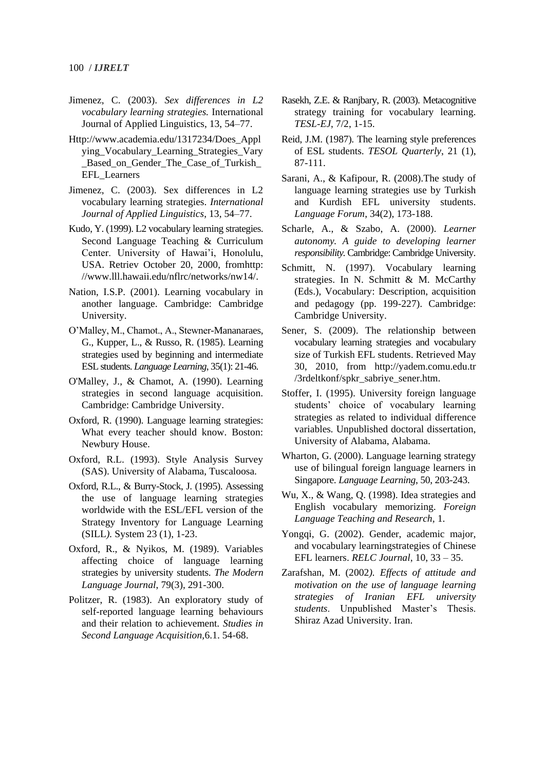Jimenez, C. (2003). *Sex differences in L2 vocabulary learning strategies.* International Journal of Applied Linguistics, 13, 54–77.

Http://www.academia.edu/1317234/Does_Applying_Vocabulary_Learning_Strategies_Vary_Based_on_Gender_The_Case_of_Turkish_EFL_Learners

Jimenez, C. (2003). Sex differences in L2 vocabulary learning strategies. *International Journal of Applied Linguistics*, 13, 54–77.

Kudo, Y. (1999). L2 vocabulary learning strategies. Second Language Teaching & Curriculum Center. University of Hawai'i, Honolulu, USA. Retriev October 20, 2000, fromhttp: //www.lll.hawaii.edu/nflrc/networks/nw14/.

Nation, I.S.P. (2001). Learning vocabulary in another language. Cambridge: Cambridge University.

O'Malley, M., Chamot., A., Stewner-Mananaraes, G., Kupper, L., & Russo, R. (1985). Learning strategies used by beginning and intermediate ESL students. *Language Learning*, 35(1): 21-46.

O'Malley, J., & Chamot, A. (1990). Learning strategies in second language acquisition. Cambridge: Cambridge University.

Oxford, R. (1990). Language learning strategies: What every teacher should know. Boston: Newbury House.

Oxford, R.L. (1993). Style Analysis Survey (SAS). University of Alabama, Tuscaloosa.

Oxford, R.L., & Burry-Stock, J. (1995). Assessing the use of language learning strategies worldwide with the ESL/EFL version of the Strategy Inventory for Language Learning (SILL*).* System 23 (1), 1-23.

Oxford, R., & Nyikos, M. (1989). Variables affecting choice of language learning strategies by university students. *The Modern Language Journal*, 79(3), 291-300.

Politzer, R. (1983). An exploratory study of self-reported language learning behaviours and their relation to achievement. *Studies in Second Language Acquisition,*6.1. 54-68.

Rasekh, Z.E. & Ranjbary, R. (2003). Metacognitive strategy training for vocabulary learning. *TESL-EJ*, 7/2, 1-15.

Reid, J.M. (1987). The learning style preferences of ESL students. *TESOL Quarterly*, 21 (1), 87-111.

Sarani, A., & Kafipour, R. (2008).The study of language learning strategies use by Turkish and Kurdish EFL university students. *Language Forum*, 34(2), 173-188.

Scharle, A., & Szabo, A. (2000). *Learner autonomy. A guide to developing learner responsibility.* Cambridge: Cambridge University.

Schmitt, N. (1997). Vocabulary learning strategies. In N. Schmitt & M. McCarthy (Eds.), Vocabulary: Description, acquisition and pedagogy (pp. 199-227). Cambridge: Cambridge University.

Sener, S. (2009). The relationship between vocabulary learning strategies and vocabulary size of Turkish EFL students. Retrieved May 30, 2010, from http://yadem.comu.edu.tr /3rdeltkonf/spkr_sabriye_sener.htm.

Stoffer, I. (1995). University foreign language students' choice of vocabulary learning strategies as related to individual difference variables. Unpublished doctoral dissertation, University of Alabama, Alabama.

Wharton, G. (2000). Language learning strategy use of bilingual foreign language learners in Singapore. *Language Learning*, 50, 203-243.

Wu, X., & Wang, Q. (1998). Idea strategies and English vocabulary memorizing. *Foreign Language Teaching and Research,* 1.

Yongqi, G. (2002). Gender, academic major, and vocabulary learningstrategies of Chinese EFL learners. *RELC Journal*, 10, 33 – 35.

Zarafshan, M. (2002*). Effects of attitude and motivation on the use of language learning strategies of Iranian EFL university students*. Unpublished Master's Thesis. Shiraz Azad University. Iran.